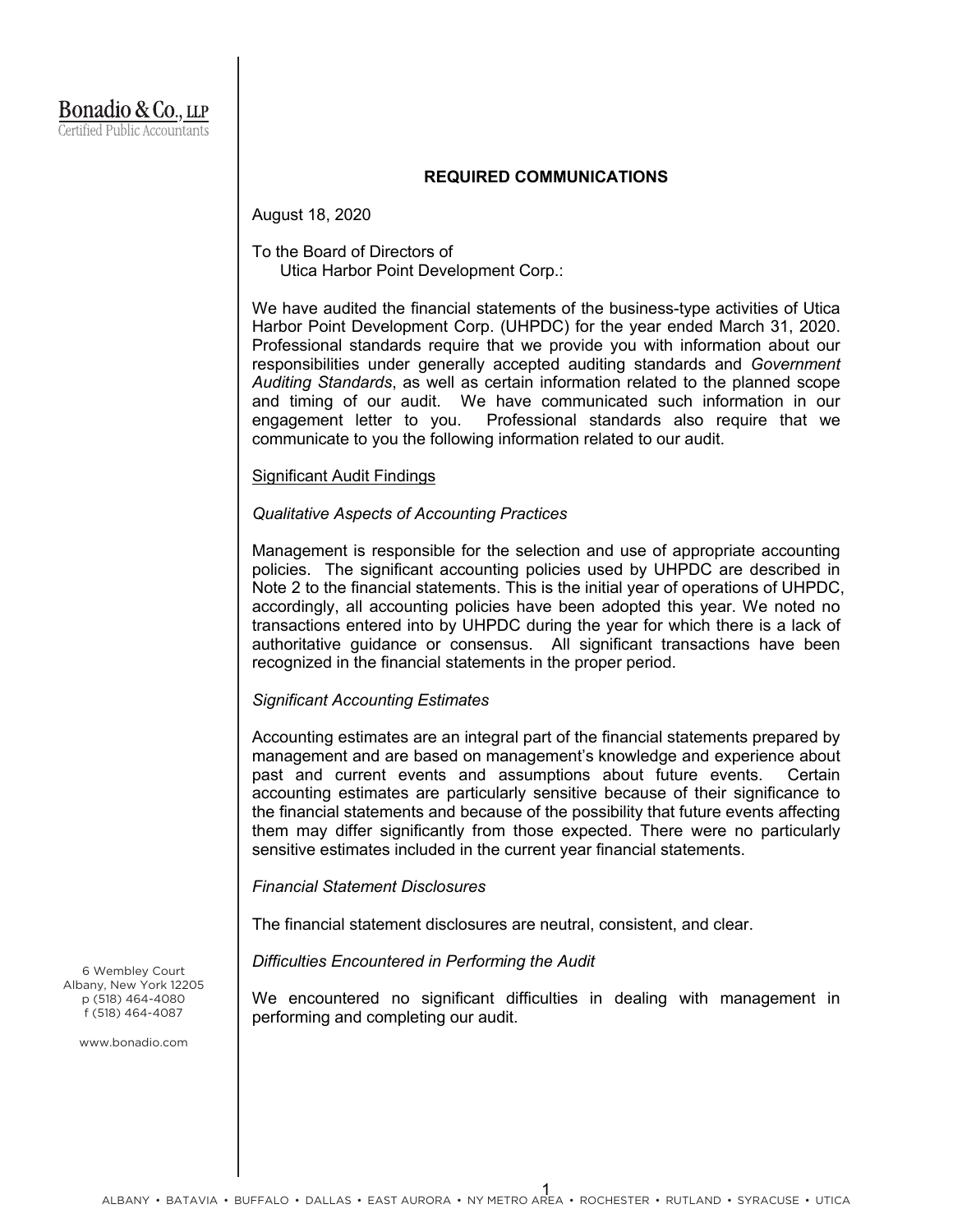Bonadio & Co., LLP
Certified Public Accountants

## REQUIRED COMMUNICATIONS

August 18, 2020

To the Board of Directors of
Utica Harbor Point Development Corp.:

We have audited the financial statements of the business-type activities of Utica Harbor Point Development Corp. (UHPDC) for the year ended March 31, 2020. Professional standards require that we provide you with information about our responsibilities under generally accepted auditing standards and *Government Auditing Standards*, as well as certain information related to the planned scope and timing of our audit. We have communicated such information in our engagement letter to you. Professional standards also require that we communicate to you the following information related to our audit.

Significant Audit Findings

*Qualitative Aspects of Accounting Practices*

Management is responsible for the selection and use of appropriate accounting policies. The significant accounting policies used by UHPDC are described in Note 2 to the financial statements. This is the initial year of operations of UHPDC, accordingly, all accounting policies have been adopted this year. We noted no transactions entered into by UHPDC during the year for which there is a lack of authoritative guidance or consensus. All significant transactions have been recognized in the financial statements in the proper period.

*Significant Accounting Estimates*

Accounting estimates are an integral part of the financial statements prepared by management and are based on management's knowledge and experience about past and current events and assumptions about future events. Certain accounting estimates are particularly sensitive because of their significance to the financial statements and because of the possibility that future events affecting them may differ significantly from those expected. There were no particularly sensitive estimates included in the current year financial statements.

*Financial Statement Disclosures*

The financial statement disclosures are neutral, consistent, and clear.

*Difficulties Encountered in Performing the Audit*

We encountered no significant difficulties in dealing with management in performing and completing our audit.

6 Wembley Court
Albany, New York 12205
p (518) 464-4080
f (518) 464-4087

www.bonadio.com

ALBANY • BATAVIA • BUFFALO • DALLAS • EAST AURORA • NY METRO AREA • ROCHESTER • RUTLAND • SYRACUSE • UTICA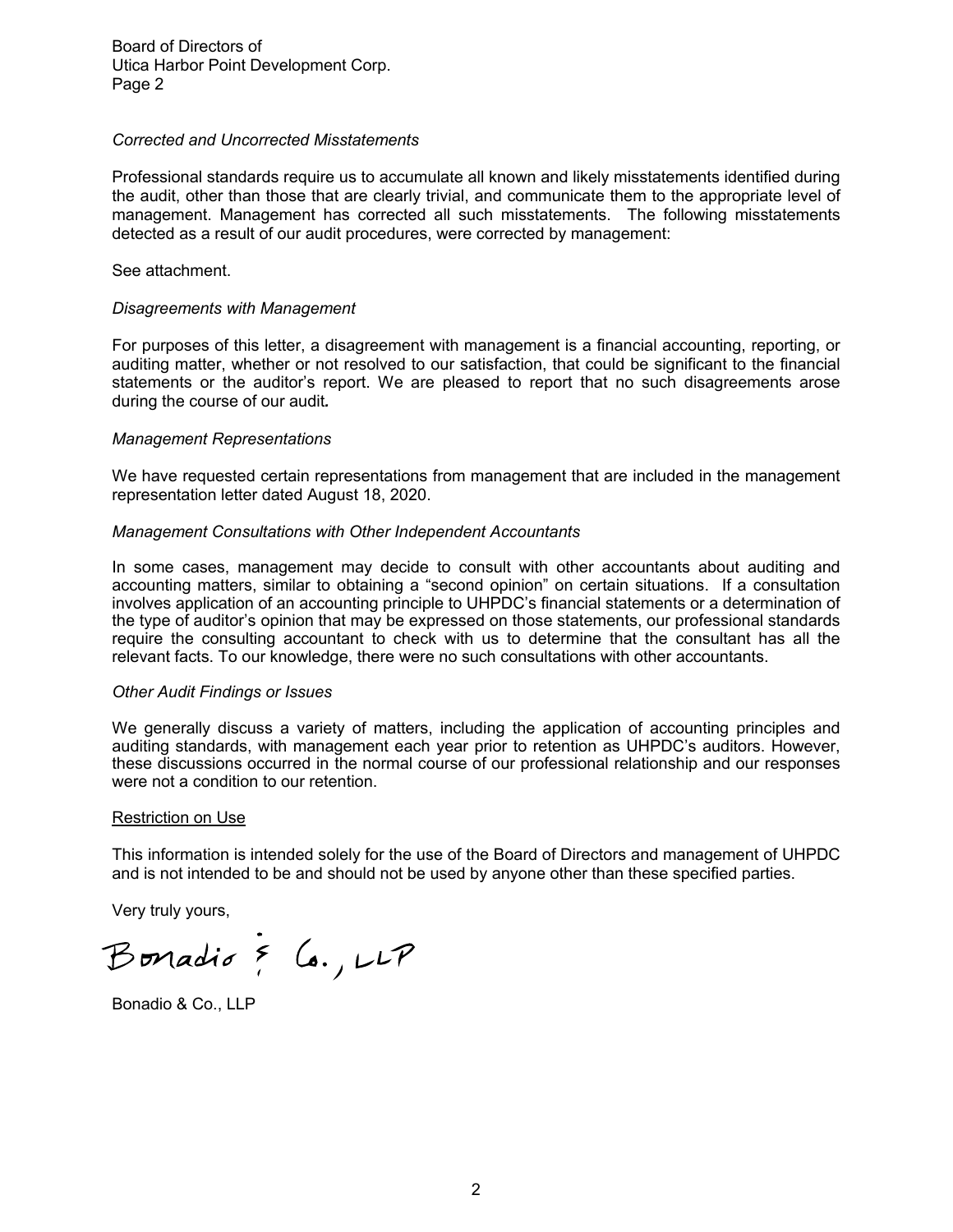Board of Directors of
Utica Harbor Point Development Corp.
Page 2

*Corrected and Uncorrected Misstatements*

Professional standards require us to accumulate all known and likely misstatements identified during the audit, other than those that are clearly trivial, and communicate them to the appropriate level of management. Management has corrected all such misstatements. The following misstatements detected as a result of our audit procedures, were corrected by management:

See attachment.

*Disagreements with Management*

For purposes of this letter, a disagreement with management is a financial accounting, reporting, or auditing matter, whether or not resolved to our satisfaction, that could be significant to the financial statements or the auditor's report. We are pleased to report that no such disagreements arose during the course of our audit.

*Management Representations*

We have requested certain representations from management that are included in the management representation letter dated August 18, 2020.

*Management Consultations with Other Independent Accountants*

In some cases, management may decide to consult with other accountants about auditing and accounting matters, similar to obtaining a "second opinion" on certain situations. If a consultation involves application of an accounting principle to UHPDC's financial statements or a determination of the type of auditor's opinion that may be expressed on those statements, our professional standards require the consulting accountant to check with us to determine that the consultant has all the relevant facts. To our knowledge, there were no such consultations with other accountants.

*Other Audit Findings or Issues*

We generally discuss a variety of matters, including the application of accounting principles and auditing standards, with management each year prior to retention as UHPDC's auditors. However, these discussions occurred in the normal course of our professional relationship and our responses were not a condition to our retention.

Restriction on Use

This information is intended solely for the use of the Board of Directors and management of UHPDC and is not intended to be and should not be used by anyone other than these specified parties.

Very truly yours,

Bonadio & Co., LLP

Bonadio & Co., LLP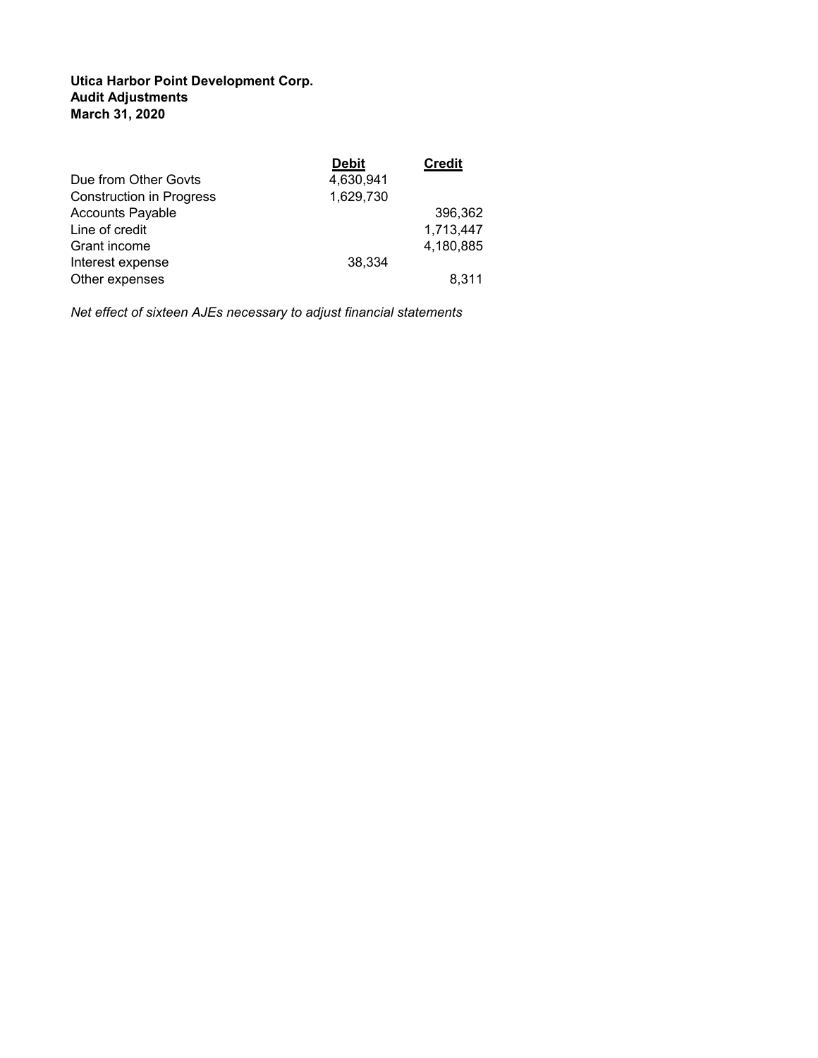**Utica Harbor Point Development Corp.**
**Audit Adjustments**
**March 31, 2020**

| | Debit | Credit |
|---|---|---|
| Due from Other Govts | 4,630,941 | |
| Construction in Progress | 1,629,730 | |
| Accounts Payable | | 396,362 |
| Line of credit | | 1,713,447 |
| Grant income | | 4,180,885 |
| Interest expense | 38,334 | |
| Other expenses | | 8,311 |

*Net effect of sixteen AJEs necessary to adjust financial statements*